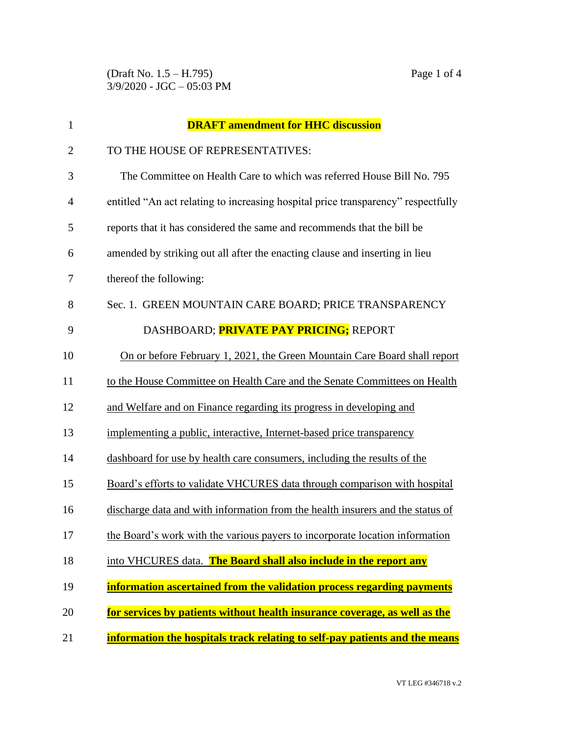(Draft No. 1.5 – H.795)
3/9/2020 - JGC – 05:03 PM

**DRAFT amendment for HHC discussion**

TO THE HOUSE OF REPRESENTATIVES:

The Committee on Health Care to which was referred House Bill No. 795 entitled "An act relating to increasing hospital price transparency" respectfully reports that it has considered the same and recommends that the bill be amended by striking out all after the enacting clause and inserting in lieu thereof the following:

Sec. 1. GREEN MOUNTAIN CARE BOARD; PRICE TRANSPARENCY DASHBOARD; **PRIVATE PAY PRICING;** REPORT

On or before February 1, 2021, the Green Mountain Care Board shall report to the House Committee on Health Care and the Senate Committees on Health and Welfare and on Finance regarding its progress in developing and implementing a public, interactive, Internet-based price transparency dashboard for use by health care consumers, including the results of the Board's efforts to validate VHCURES data through comparison with hospital discharge data and with information from the health insurers and the status of the Board's work with the various payers to incorporate location information into VHCURES data. **The Board shall also include in the report any information ascertained from the validation process regarding payments for services by patients without health insurance coverage, as well as the information the hospitals track relating to self-pay patients and the means**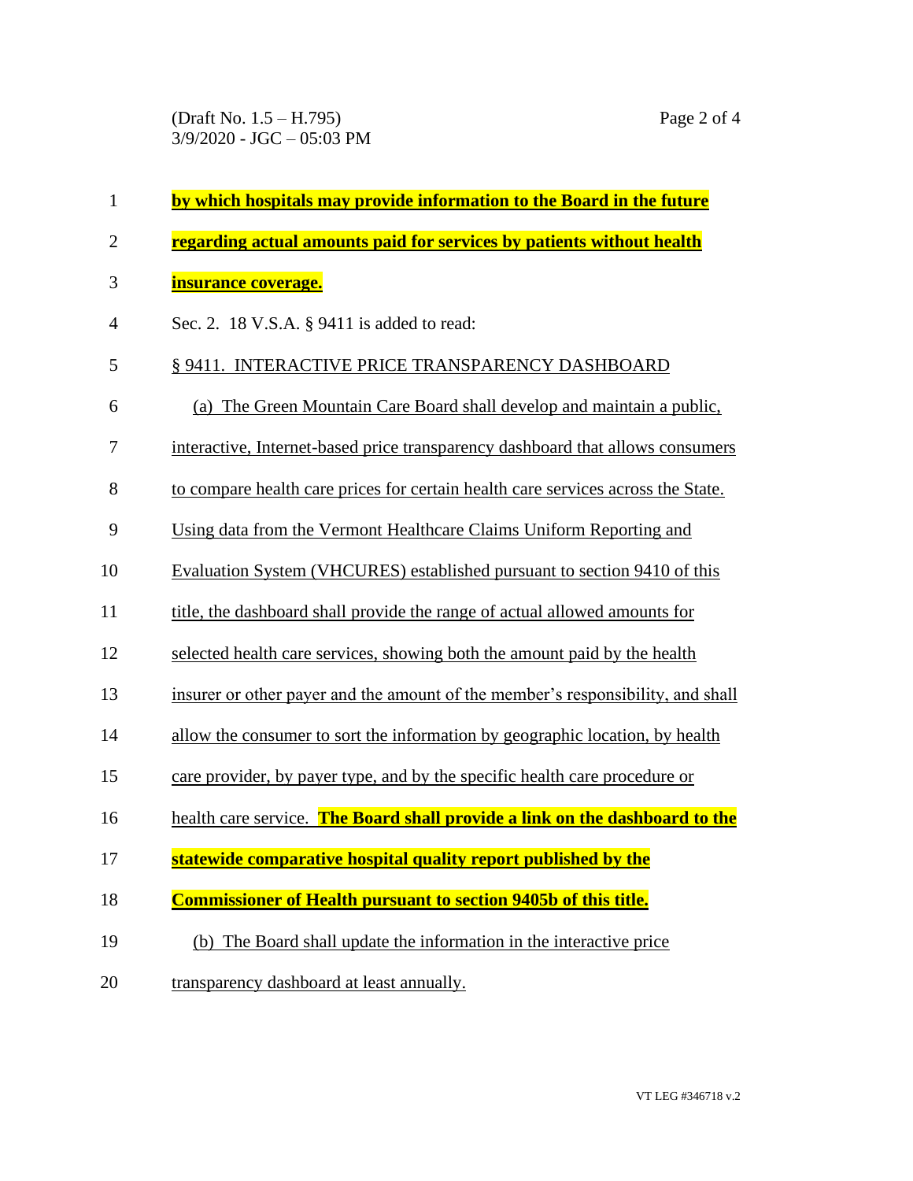**by which hospitals may provide information to the Board in the future regarding actual amounts paid for services by patients without health insurance coverage.**

Sec. 2. 18 V.S.A. § 9411 is added to read:

§ 9411. INTERACTIVE PRICE TRANSPARENCY DASHBOARD

(a) The Green Mountain Care Board shall develop and maintain a public, interactive, Internet-based price transparency dashboard that allows consumers to compare health care prices for certain health care services across the State. Using data from the Vermont Healthcare Claims Uniform Reporting and Evaluation System (VHCURES) established pursuant to section 9410 of this title, the dashboard shall provide the range of actual allowed amounts for selected health care services, showing both the amount paid by the health insurer or other payer and the amount of the member's responsibility, and shall allow the consumer to sort the information by geographic location, by health care provider, by payer type, and by the specific health care procedure or health care service. **The Board shall provide a link on the dashboard to the statewide comparative hospital quality report published by the Commissioner of Health pursuant to section 9405b of this title.**

(b) The Board shall update the information in the interactive price transparency dashboard at least annually.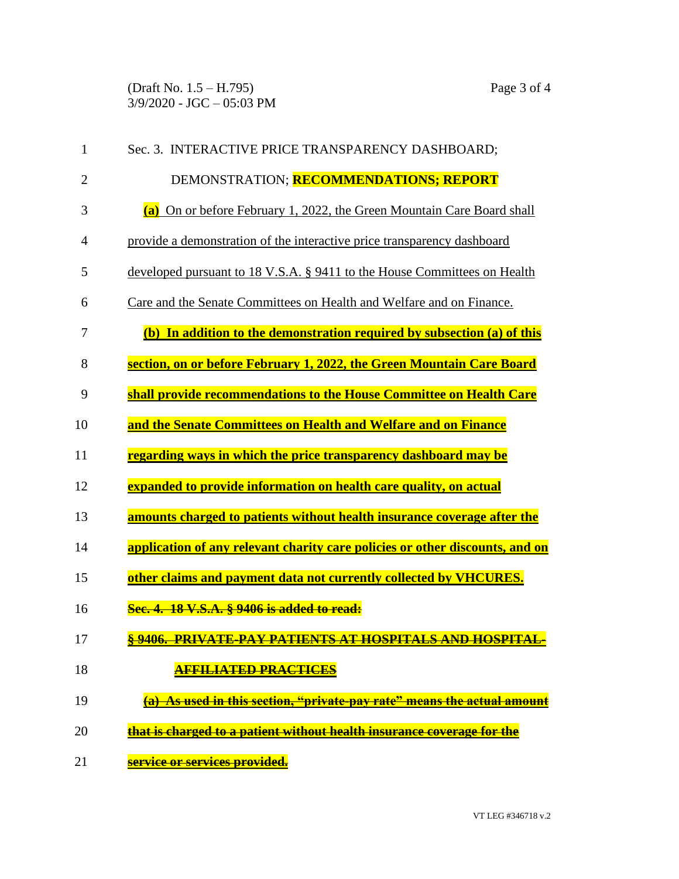Sec. 3. INTERACTIVE PRICE TRANSPARENCY DASHBOARD; DEMONSTRATION; **RECOMMENDATIONS; REPORT**

**(a)** On or before February 1, 2022, the Green Mountain Care Board shall provide a demonstration of the interactive price transparency dashboard developed pursuant to 18 V.S.A. § 9411 to the House Committees on Health Care and the Senate Committees on Health and Welfare and on Finance.

**(b) In addition to the demonstration required by subsection (a) of this section, on or before February 1, 2022, the Green Mountain Care Board shall provide recommendations to the House Committee on Health Care and the Senate Committees on Health and Welfare and on Finance regarding ways in which the price transparency dashboard may be expanded to provide information on health care quality, on actual amounts charged to patients without health insurance coverage after the application of any relevant charity care policies or other discounts, and on other claims and payment data not currently collected by VHCURES.**

~~**Sec. 4. 18 V.S.A. § 9406 is added to read:**~~

~~**§ 9406. PRIVATE-PAY PATIENTS AT HOSPITALS AND HOSPITAL-AFFILIATED PRACTICES**~~

~~**(a) As used in this section, "private-pay rate" means the actual amount that is charged to a patient without health insurance coverage for the service or services provided.**~~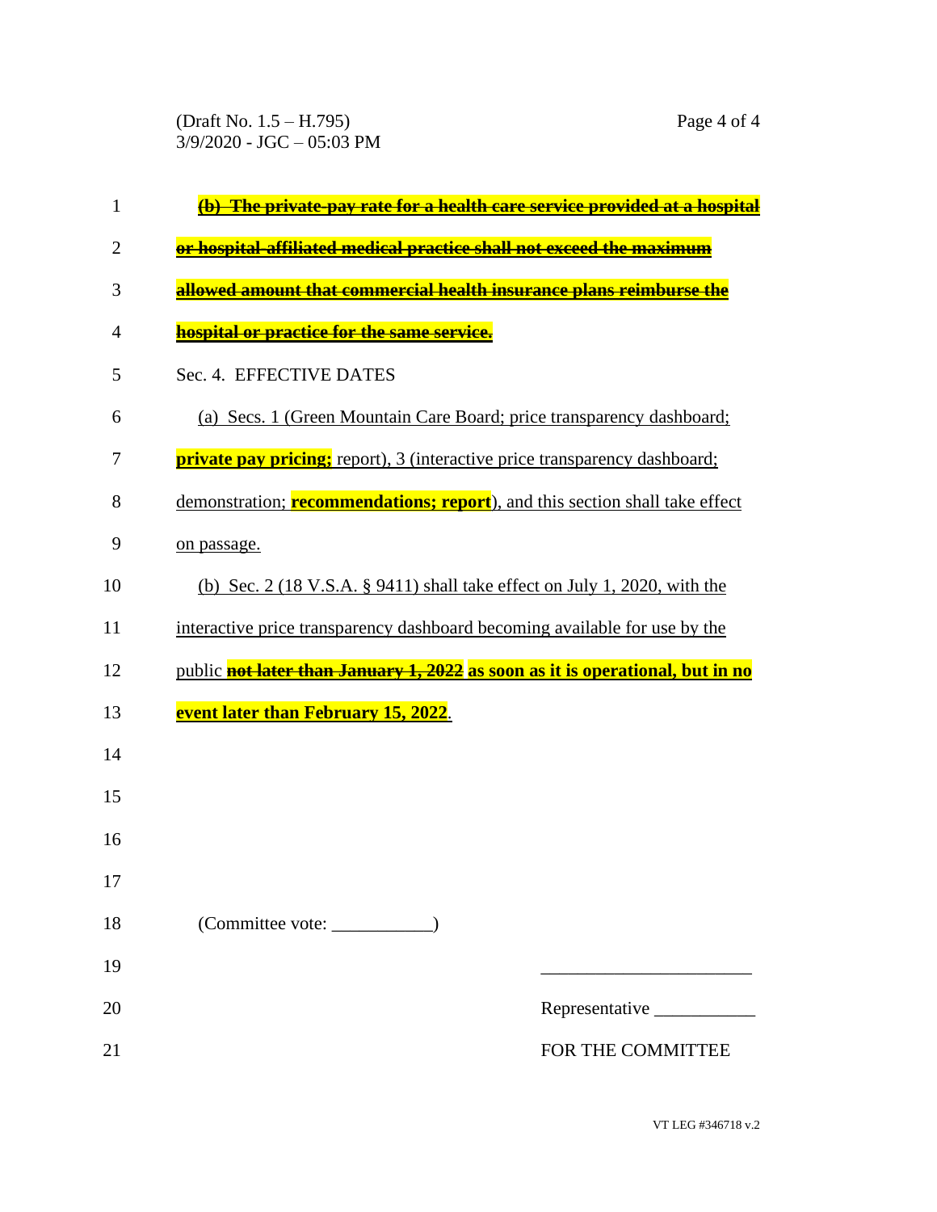~~**(b) The private-pay rate for a health care service provided at a hospital or hospital-affiliated medical practice shall not exceed the maximum allowed amount that commercial health insurance plans reimburse the hospital or practice for the same service.**~~

Sec. 4. EFFECTIVE DATES

(a) Secs. 1 (Green Mountain Care Board; price transparency dashboard; **private pay pricing;** report), 3 (interactive price transparency dashboard; demonstration; **recommendations; report**), and this section shall take effect on passage.

(b) Sec. 2 (18 V.S.A. § 9411) shall take effect on July 1, 2020, with the interactive price transparency dashboard becoming available for use by the public ~~**not later than January 1, 2022**~~ **as soon as it is operational, but in no event later than February 15, 2022**.

(Committee vote: ___________)

_______________________

Representative ___________

FOR THE COMMITTEE